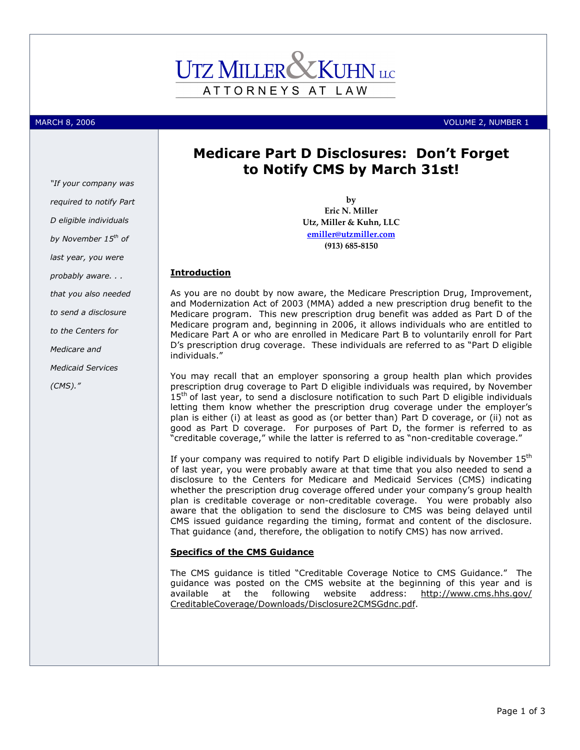# UTZ MILLER & KUHN LLC

ATTORNEYS AT LAW

MARCH 8, 2006 VOLUME 2, NUMBER 1

## Medicare Part D Disclosures: Don't Forget to Notify CMS by March 31st!

*"If your company was required to notify Part D eligible individuals by November 15th of last year, you were probably aware. . . that you also needed to send a disclosure to the Centers for Medicare and Medicaid Services (CMS)."*

**by**
**Eric N. Miller**
**Utz, Miller & Kuhn, LLC**
**emiller@utzmiller.com**
**(913) 685-8150**

### Introduction

As you are no doubt by now aware, the Medicare Prescription Drug, Improvement, and Modernization Act of 2003 (MMA) added a new prescription drug benefit to the Medicare program. This new prescription drug benefit was added as Part D of the Medicare program and, beginning in 2006, it allows individuals who are entitled to Medicare Part A or who are enrolled in Medicare Part B to voluntarily enroll for Part D's prescription drug coverage. These individuals are referred to as "Part D eligible individuals."

You may recall that an employer sponsoring a group health plan which provides prescription drug coverage to Part D eligible individuals was required, by November 15th of last year, to send a disclosure notification to such Part D eligible individuals letting them know whether the prescription drug coverage under the employer's plan is either (i) at least as good as (or better than) Part D coverage, or (ii) not as good as Part D coverage. For purposes of Part D, the former is referred to as "creditable coverage," while the latter is referred to as "non-creditable coverage."

If your company was required to notify Part D eligible individuals by November 15th of last year, you were probably aware at that time that you also needed to send a disclosure to the Centers for Medicare and Medicaid Services (CMS) indicating whether the prescription drug coverage offered under your company's group health plan is creditable coverage or non-creditable coverage. You were probably also aware that the obligation to send the disclosure to CMS was being delayed until CMS issued guidance regarding the timing, format and content of the disclosure. That guidance (and, therefore, the obligation to notify CMS) has now arrived.

### Specifics of the CMS Guidance

The CMS guidance is titled "Creditable Coverage Notice to CMS Guidance." The guidance was posted on the CMS website at the beginning of this year and is available at the following website address: http://www.cms.hhs.gov/CreditableCoverage/Downloads/Disclosure2CMSGdnc.pdf.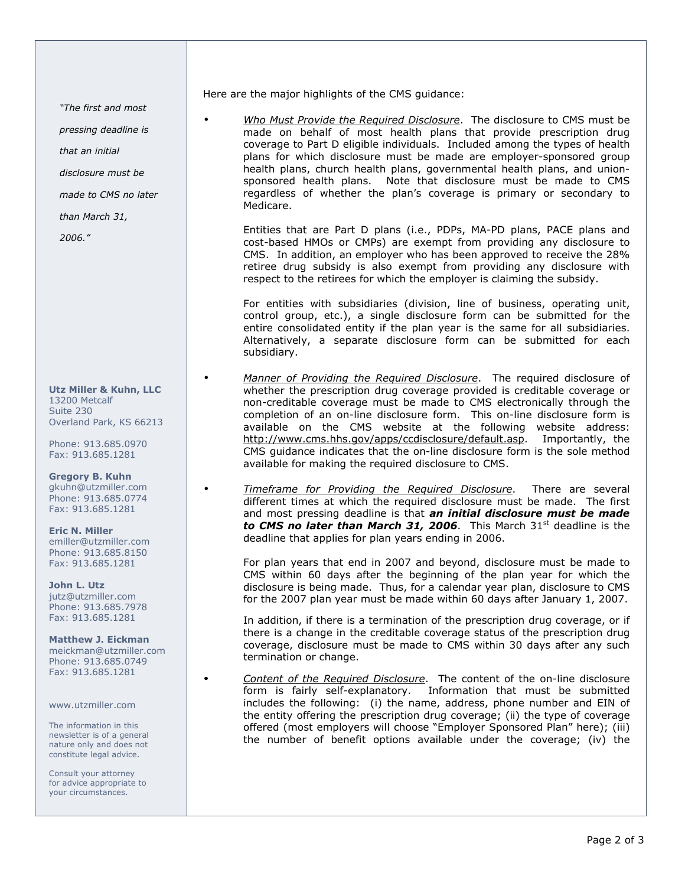Here are the major highlights of the CMS guidance:

- *Who Must Provide the Required Disclosure*. The disclosure to CMS must be made on behalf of most health plans that provide prescription drug coverage to Part D eligible individuals. Included among the types of health plans for which disclosure must be made are employer-sponsored group health plans, church health plans, governmental health plans, and union-sponsored health plans. Note that disclosure must be made to CMS regardless of whether the plan's coverage is primary or secondary to Medicare.

  Entities that are Part D plans (i.e., PDPs, MA-PD plans, PACE plans and cost-based HMOs or CMPs) are exempt from providing any disclosure to CMS. In addition, an employer who has been approved to receive the 28% retiree drug subsidy is also exempt from providing any disclosure with respect to the retirees for which the employer is claiming the subsidy.

  For entities with subsidiaries (division, line of business, operating unit, control group, etc.), a single disclosure form can be submitted for the entire consolidated entity if the plan year is the same for all subsidiaries. Alternatively, a separate disclosure form can be submitted for each subsidiary.

- *Manner of Providing the Required Disclosure*. The required disclosure of whether the prescription drug coverage provided is creditable coverage or non-creditable coverage must be made to CMS electronically through the completion of an on-line disclosure form. This on-line disclosure form is available on the CMS website at the following website address: http://www.cms.hhs.gov/apps/ccdisclosure/default.asp. Importantly, the CMS guidance indicates that the on-line disclosure form is the sole method available for making the required disclosure to CMS.

- *Timeframe for Providing the Required Disclosure*. There are several different times at which the required disclosure must be made. The first and most pressing deadline is that ***an initial disclosure must be made to CMS no later than March 31, 2006***. This March 31st deadline is the deadline that applies for plan years ending in 2006.

  For plan years that end in 2007 and beyond, disclosure must be made to CMS within 60 days after the beginning of the plan year for which the disclosure is being made. Thus, for a calendar year plan, disclosure to CMS for the 2007 plan year must be made within 60 days after January 1, 2007.

  In addition, if there is a termination of the prescription drug coverage, or if there is a change in the creditable coverage status of the prescription drug coverage, disclosure must be made to CMS within 30 days after any such termination or change.

- *Content of the Required Disclosure*. The content of the on-line disclosure form is fairly self-explanatory. Information that must be submitted includes the following: (i) the name, address, phone number and EIN of the entity offering the prescription drug coverage; (ii) the type of coverage offered (most employers will choose "Employer Sponsored Plan" here); (iii) the number of benefit options available under the coverage; (iv) the

*"The first and most pressing deadline is that an initial disclosure must be made to CMS no later than March 31, 2006."*

**Utz Miller & Kuhn, LLC**
13200 Metcalf
Suite 230
Overland Park, KS 66213

Phone: 913.685.0970
Fax: 913.685.1281

**Gregory B. Kuhn**
gkuhn@utzmiller.com
Phone: 913.685.0774
Fax: 913.685.1281

**Eric N. Miller**
emiller@utzmiller.com
Phone: 913.685.8150
Fax: 913.685.1281

**John L. Utz**
jutz@utzmiller.com
Phone: 913.685.7978
Fax: 913.685.1281

**Matthew J. Eickman**
meickman@utzmiller.com
Phone: 913.685.0749
Fax: 913.685.1281

www.utzmiller.com

The information in this newsletter is of a general nature only and does not constitute legal advice.

Consult your attorney for advice appropriate to your circumstances.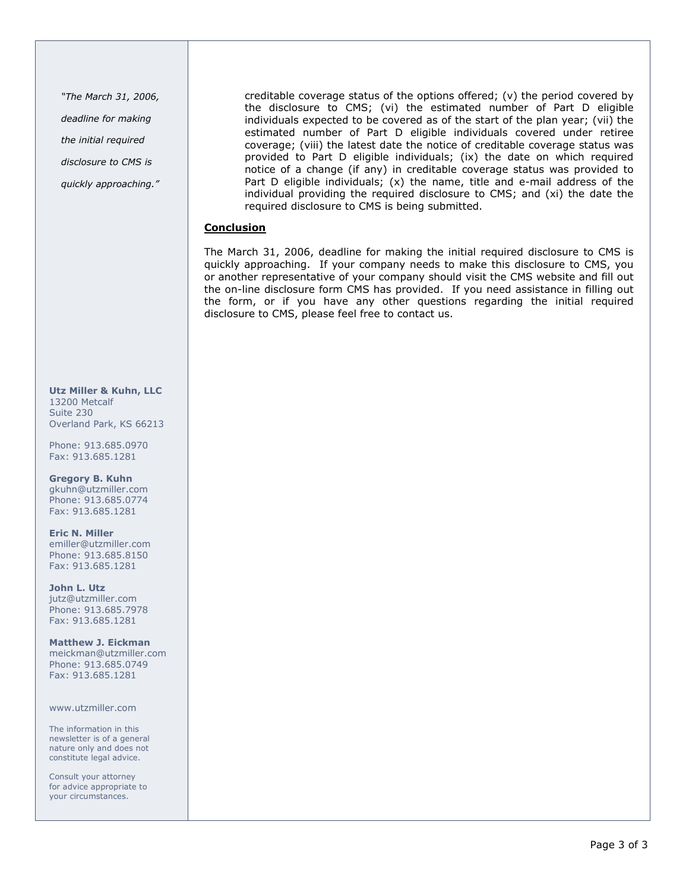*"The March 31, 2006, deadline for making the initial required disclosure to CMS is quickly approaching."*

creditable coverage status of the options offered; (v) the period covered by the disclosure to CMS; (vi) the estimated number of Part D eligible individuals expected to be covered as of the start of the plan year; (vii) the estimated number of Part D eligible individuals covered under retiree coverage; (viii) the latest date the notice of creditable coverage status was provided to Part D eligible individuals; (ix) the date on which required notice of a change (if any) in creditable coverage status was provided to Part D eligible individuals; (x) the name, title and e-mail address of the individual providing the required disclosure to CMS; and (xi) the date the required disclosure to CMS is being submitted.

**Conclusion**

The March 31, 2006, deadline for making the initial required disclosure to CMS is quickly approaching. If your company needs to make this disclosure to CMS, you or another representative of your company should visit the CMS website and fill out the on-line disclosure form CMS has provided. If you need assistance in filling out the form, or if you have any other questions regarding the initial required disclosure to CMS, please feel free to contact us.

**Utz Miller & Kuhn, LLC**
13200 Metcalf
Suite 230
Overland Park, KS 66213

Phone: 913.685.0970
Fax: 913.685.1281

**Gregory B. Kuhn**
gkuhn@utzmiller.com
Phone: 913.685.0774
Fax: 913.685.1281

**Eric N. Miller**
emiller@utzmiller.com
Phone: 913.685.8150
Fax: 913.685.1281

**John L. Utz**
jutz@utzmiller.com
Phone: 913.685.7978
Fax: 913.685.1281

**Matthew J. Eickman**
meickman@utzmiller.com
Phone: 913.685.0749
Fax: 913.685.1281

www.utzmiller.com

The information in this newsletter is of a general nature only and does not constitute legal advice.

Consult your attorney for advice appropriate to your circumstances.